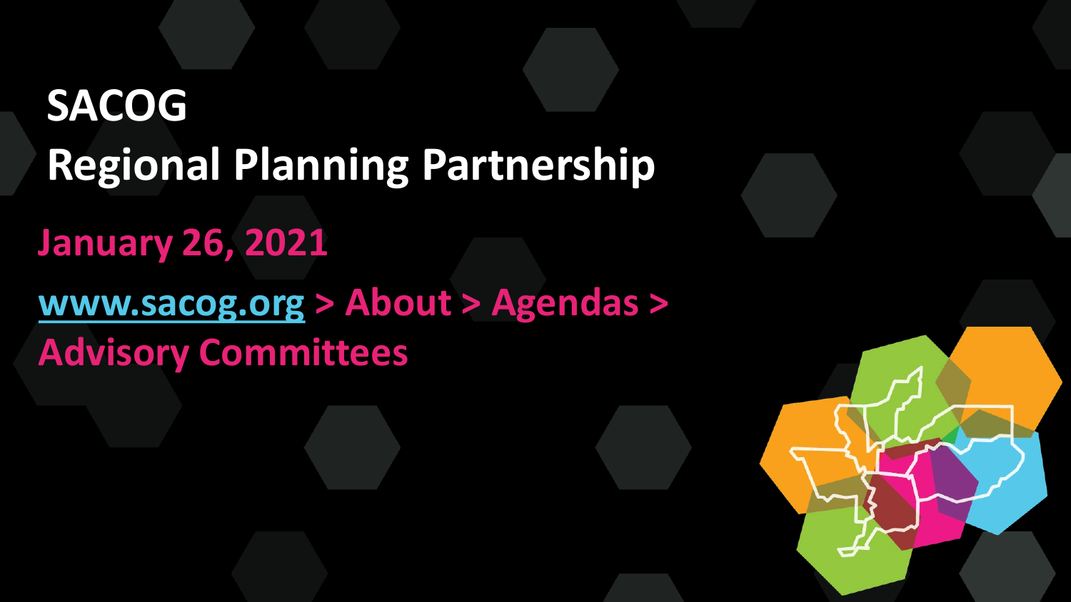# SACOG

# Regional Planning Partnership

**January 26, 2021**

**www.sacog.org > About > Agendas > Advisory Committees**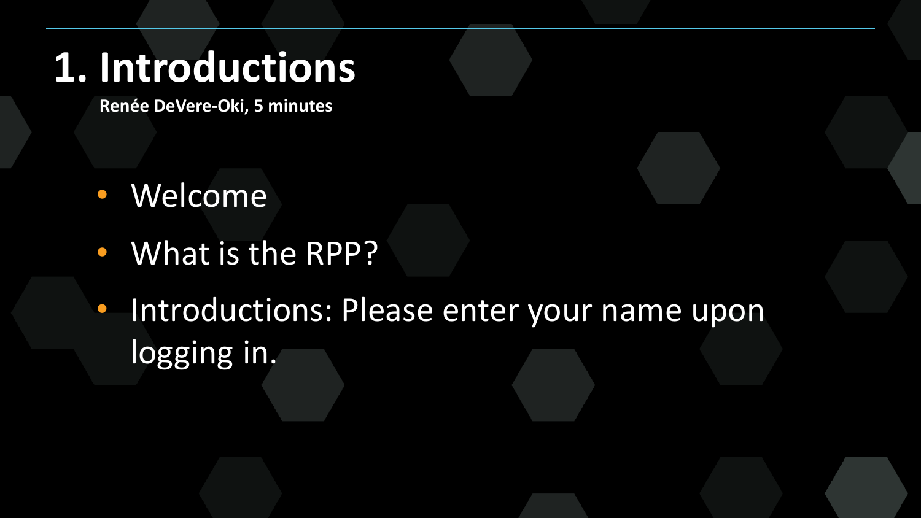# 1. Introductions

**Renée DeVere-Oki, 5 minutes**

- Welcome
- What is the RPP?
- Introductions: Please enter your name upon logging in.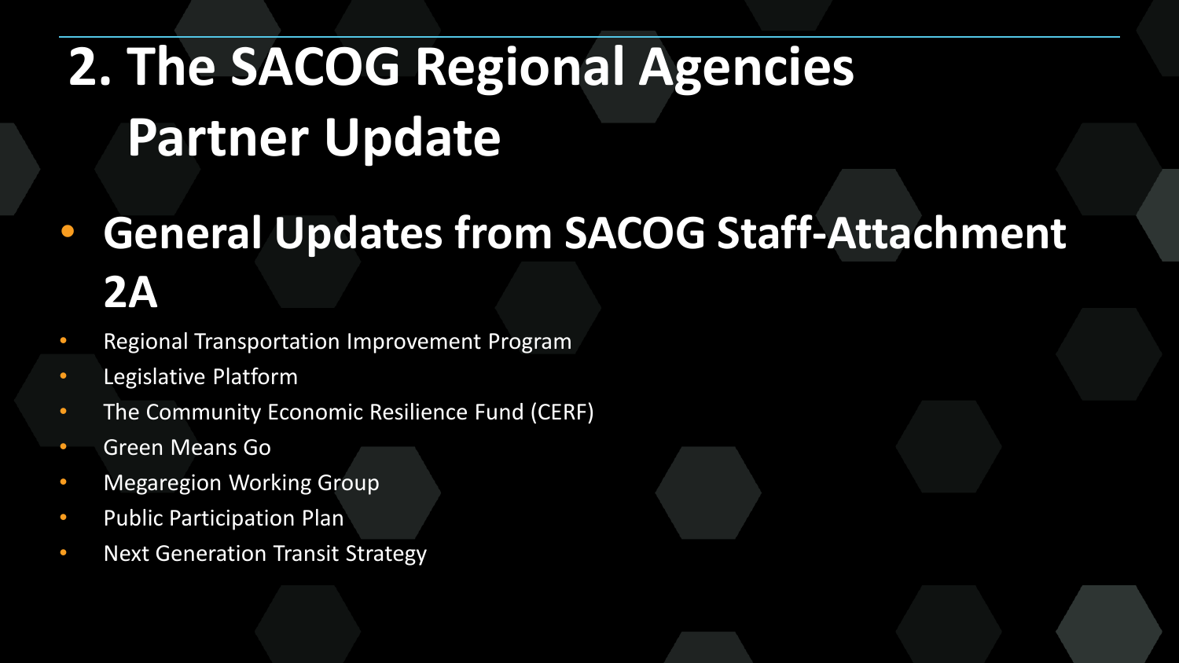# 2. The SACOG Regional Agencies Partner Update

- **General Updates from SACOG Staff-Attachment 2A**
  - Regional Transportation Improvement Program
  - Legislative Platform
  - The Community Economic Resilience Fund (CERF)
  - Green Means Go
  - Megaregion Working Group
  - Public Participation Plan
  - Next Generation Transit Strategy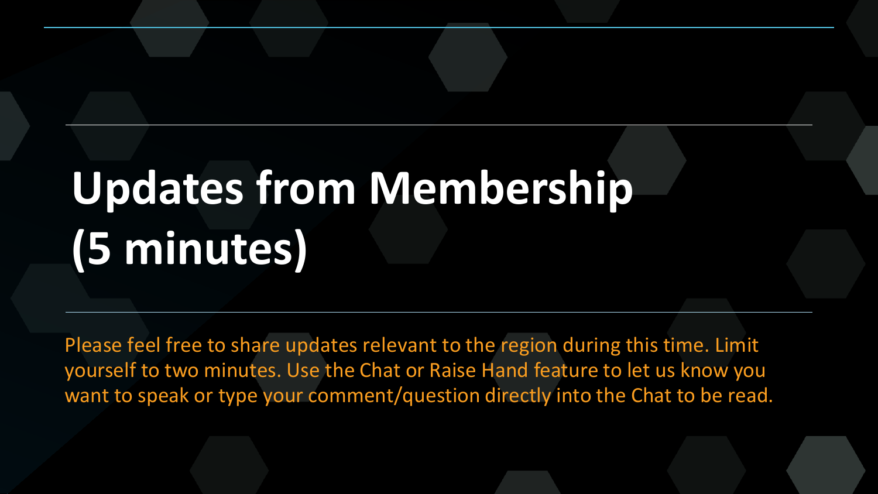# Updates from Membership (5 minutes)

Please feel free to share updates relevant to the region during this time. Limit yourself to two minutes. Use the Chat or Raise Hand feature to let us know you want to speak or type your comment/question directly into the Chat to be read.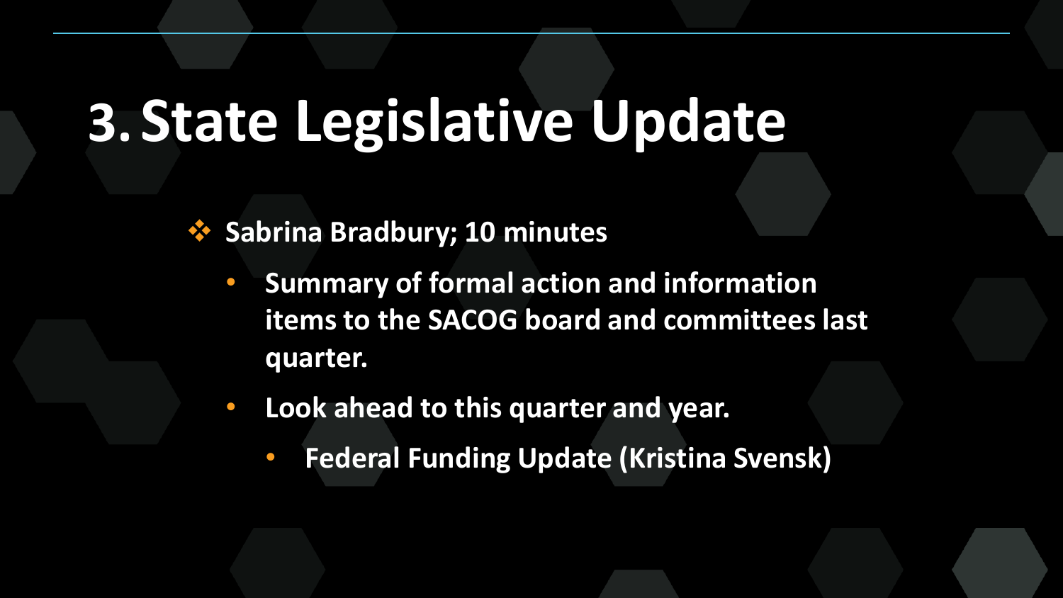# 3. State Legislative Update

- **Sabrina Bradbury; 10 minutes**
  - **Summary of formal action and information items to the SACOG board and committees last quarter.**
  - **Look ahead to this quarter and year.**
    - **Federal Funding Update (Kristina Svensk)**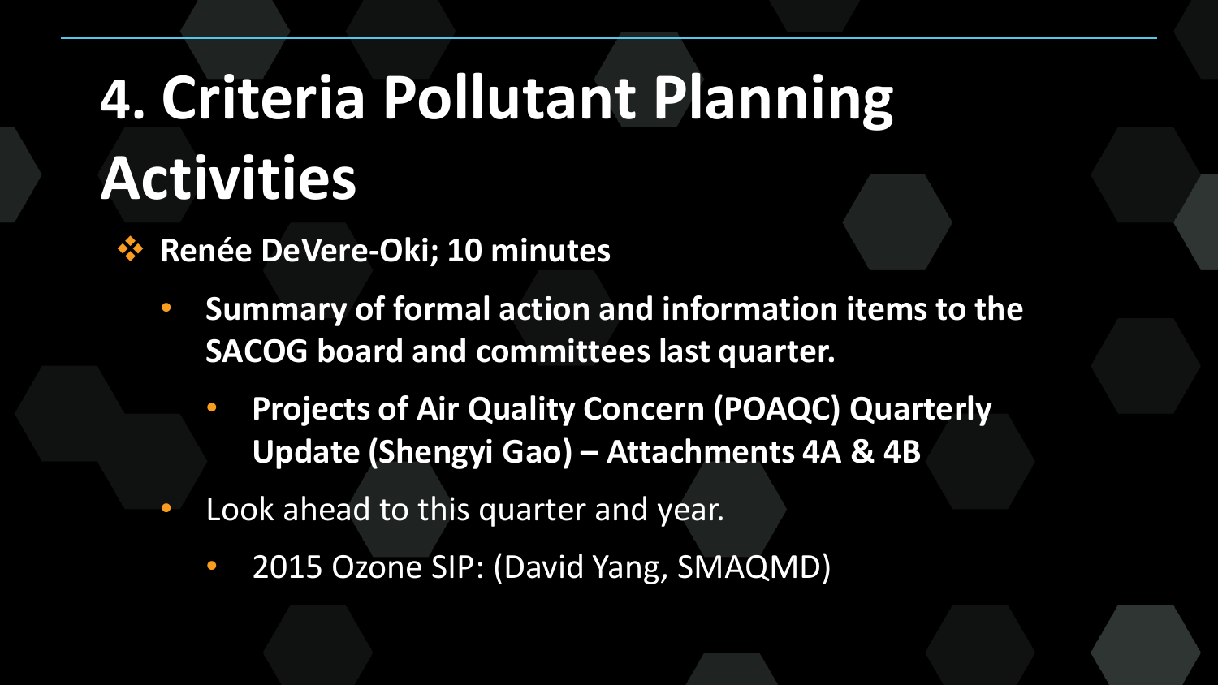# 4. Criteria Pollutant Planning Activities

- **Renée DeVere-Oki; 10 minutes**
  - **Summary of formal action and information items to the SACOG board and committees last quarter.**
    - **Projects of Air Quality Concern (POAQC) Quarterly Update (Shengyi Gao) – Attachments 4A & 4B**
  - Look ahead to this quarter and year.
    - 2015 Ozone SIP: (David Yang, SMAQMD)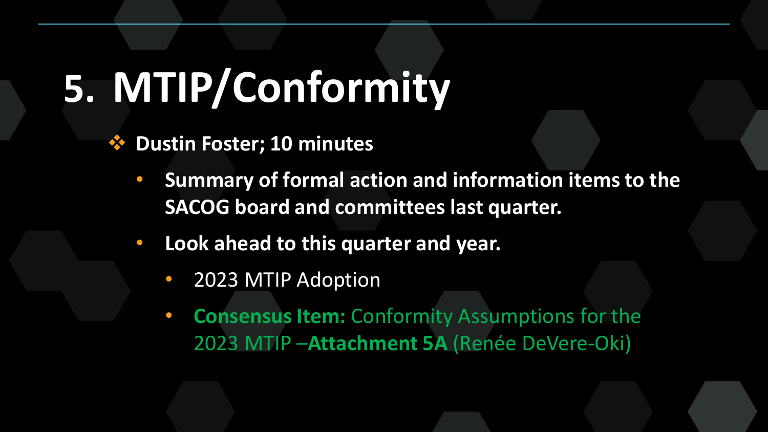# 5. MTIP/Conformity

- **Dustin Foster; 10 minutes**
  - **Summary of formal action and information items to the SACOG board and committees last quarter.**
  - **Look ahead to this quarter and year.**
    - 2023 MTIP Adoption
    - **Consensus Item:** Conformity Assumptions for the 2023 MTIP –**Attachment 5A** (Renée DeVere-Oki)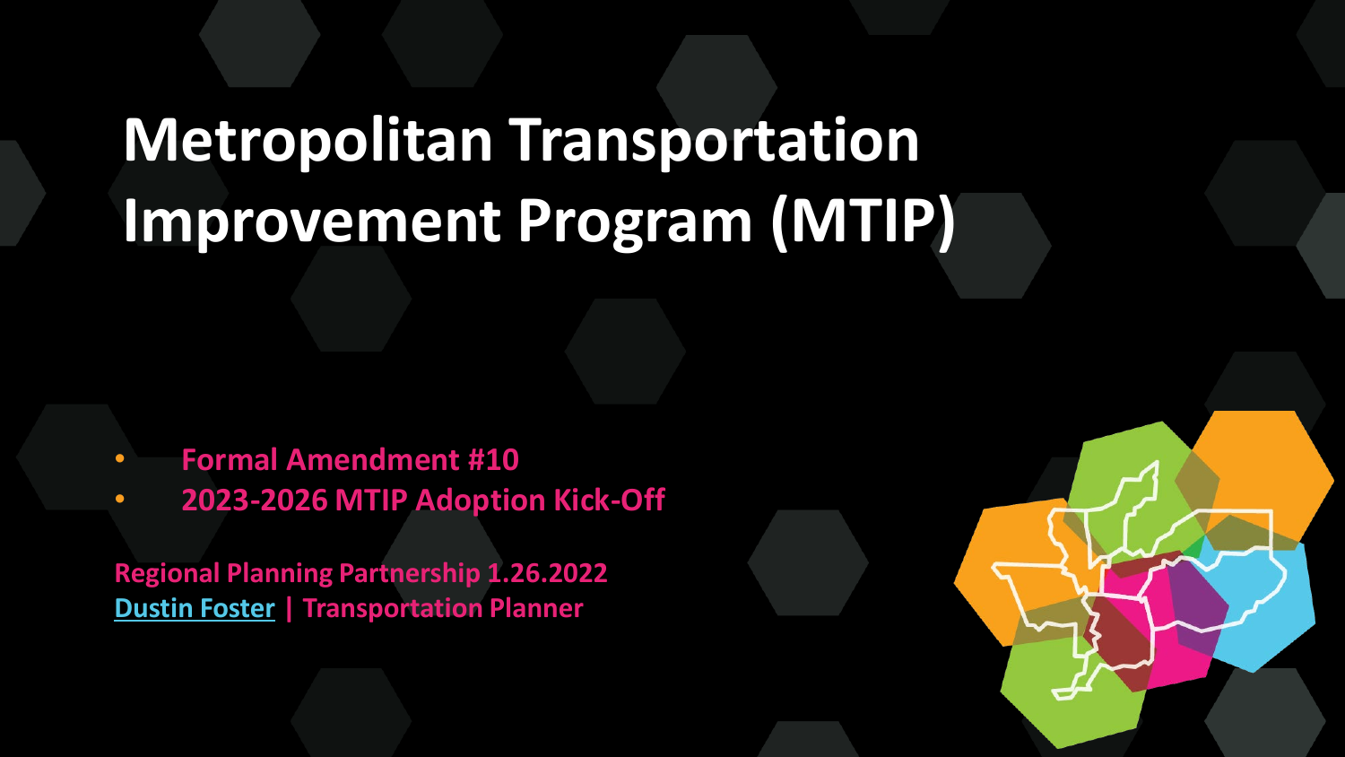# Metropolitan Transportation Improvement Program (MTIP)

- **Formal Amendment #10**
- **2023-2026 MTIP Adoption Kick-Off**

**Regional Planning Partnership 1.26.2022**
**Dustin Foster | Transportation Planner**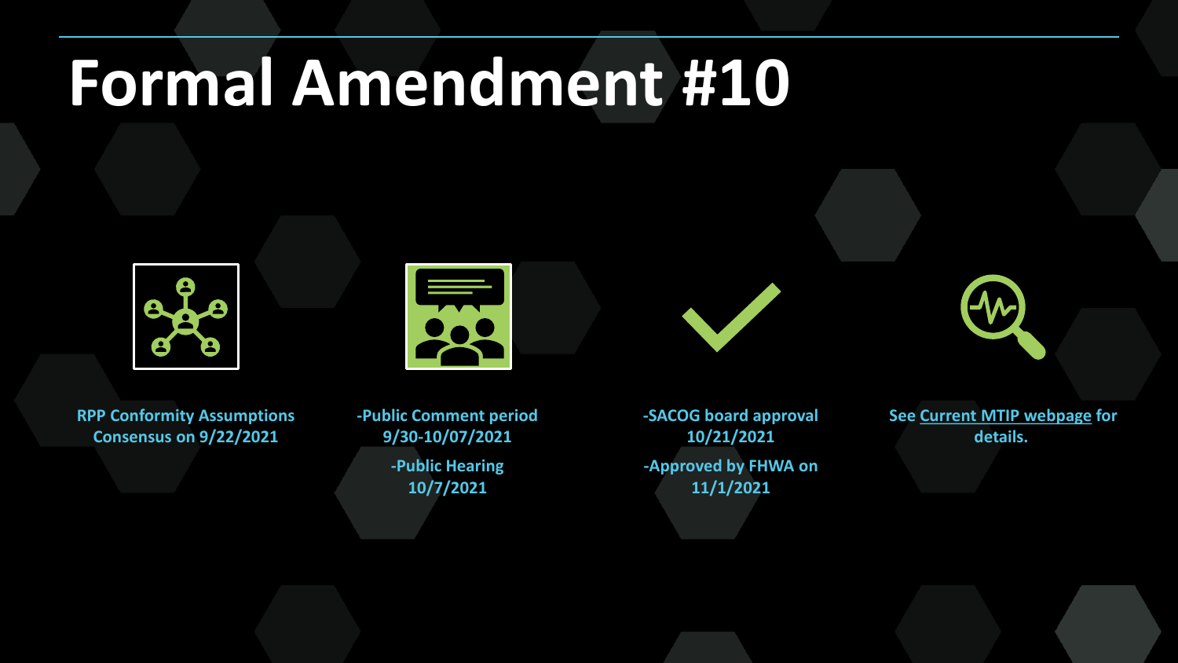# Formal Amendment #10

RPP Conformity Assumptions Consensus on 9/22/2021

-Public Comment period 9/30-10/07/2021

-Public Hearing 10/7/2021

-SACOG board approval 10/21/2021

-Approved by FHWA on 11/1/2021

See Current MTIP webpage for details.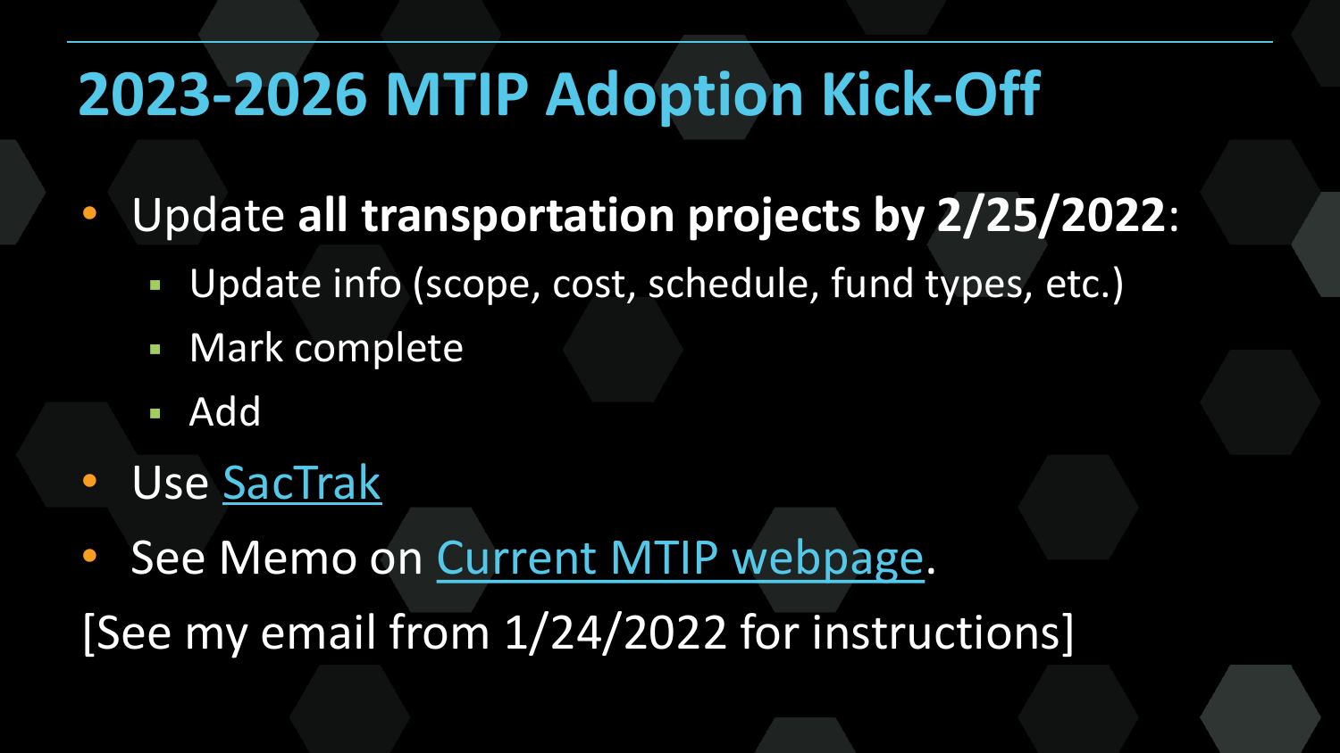# 2023-2026 MTIP Adoption Kick-Off

- Update **all transportation projects by 2/25/2022**:
  - Update info (scope, cost, schedule, fund types, etc.)
  - Mark complete
  - Add
- Use SacTrak
- See Memo on Current MTIP webpage.

[See my email from 1/24/2022 for instructions]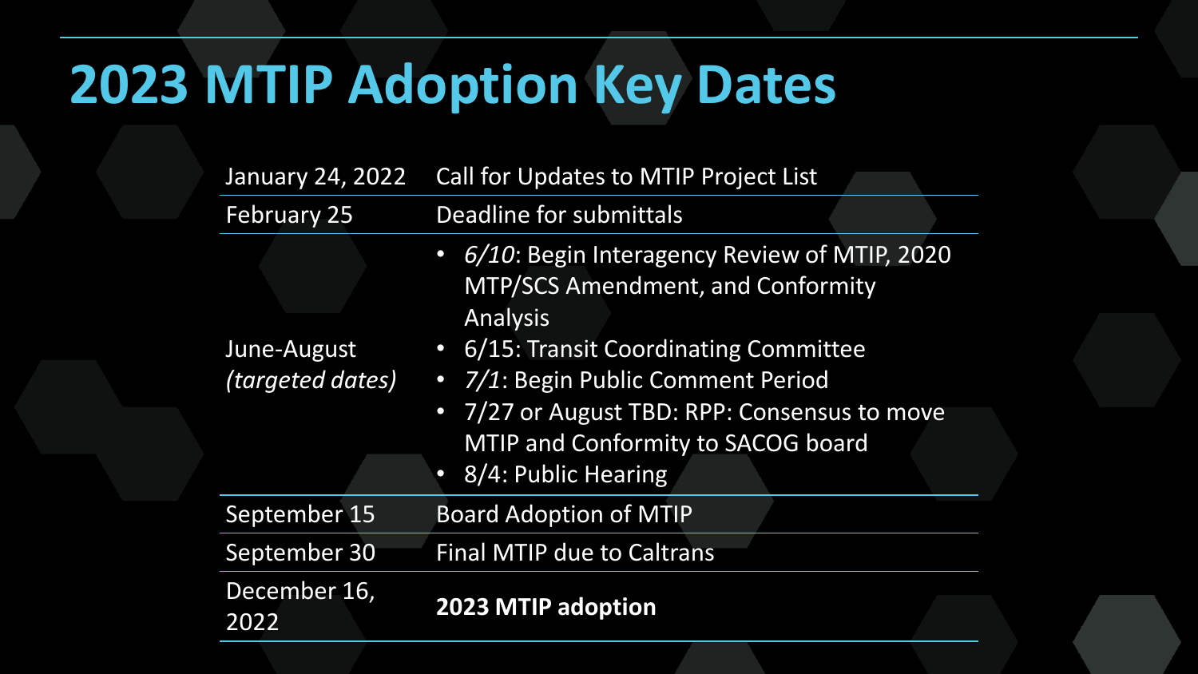# 2023 MTIP Adoption Key Dates

| | |
|---|---|
| January 24, 2022 | Call for Updates to MTIP Project List |
| February 25 | Deadline for submittals |
| June-August *(targeted dates)* | • *6/10*: Begin Interagency Review of MTIP, 2020 MTP/SCS Amendment, and Conformity Analysis<br>• 6/15: Transit Coordinating Committee<br>• *7/1*: Begin Public Comment Period<br>• 7/27 or August TBD: RPP: Consensus to move MTIP and Conformity to SACOG board<br>• 8/4: Public Hearing |
| September 15 | Board Adoption of MTIP |
| September 30 | Final MTIP due to Caltrans |
| December 16, 2022 | **2023 MTIP adoption** |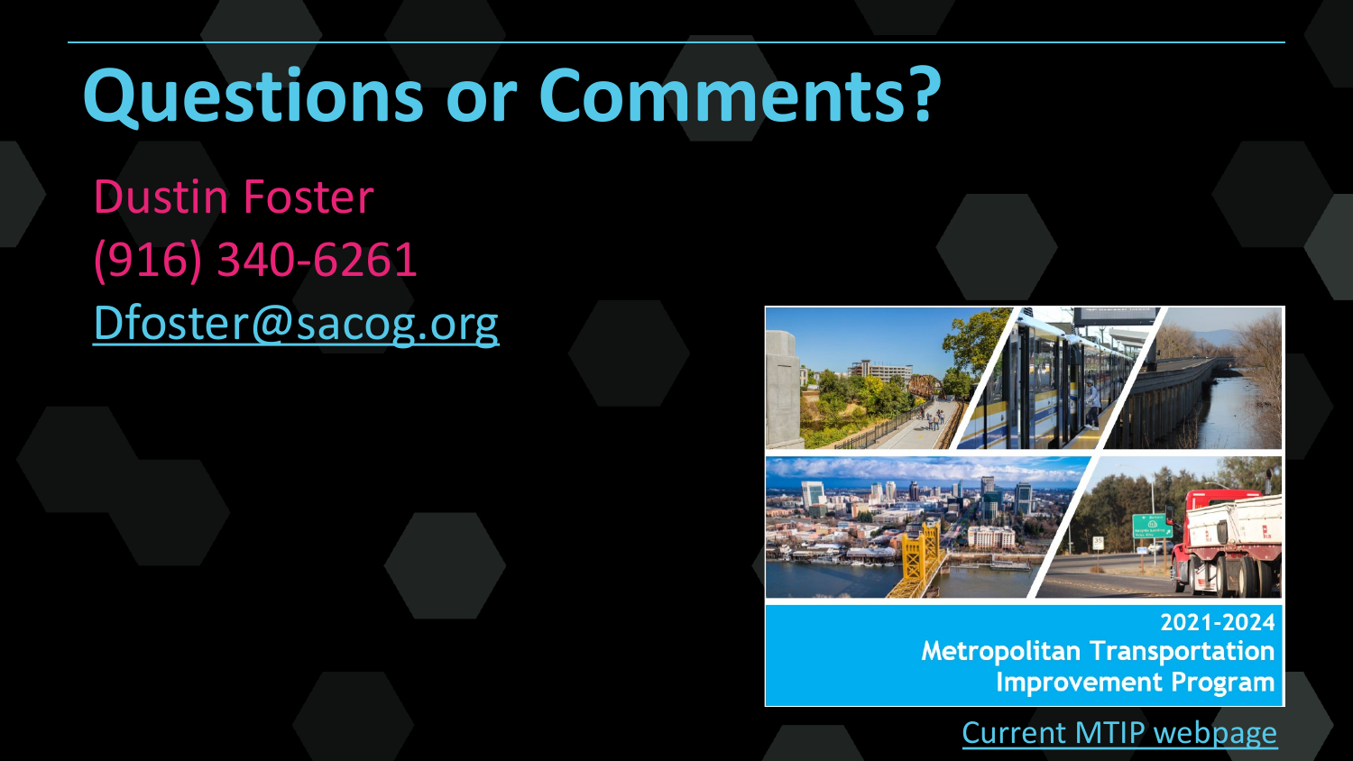# Questions or Comments?

Dustin Foster

(916) 340-6261

Dfoster@sacog.org

2021-2024
Metropolitan Transportation Improvement Program

Current MTIP webpage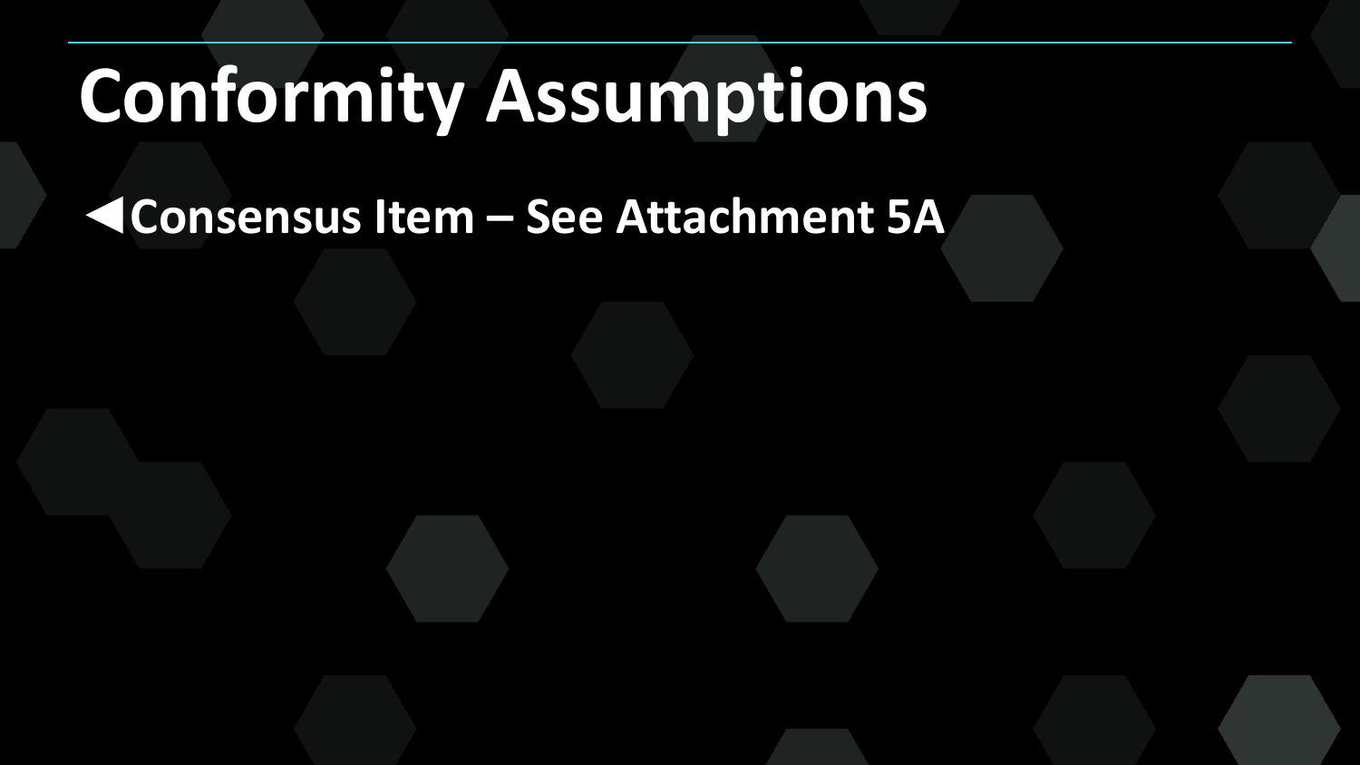# Conformity Assumptions

- **Consensus Item – See Attachment 5A**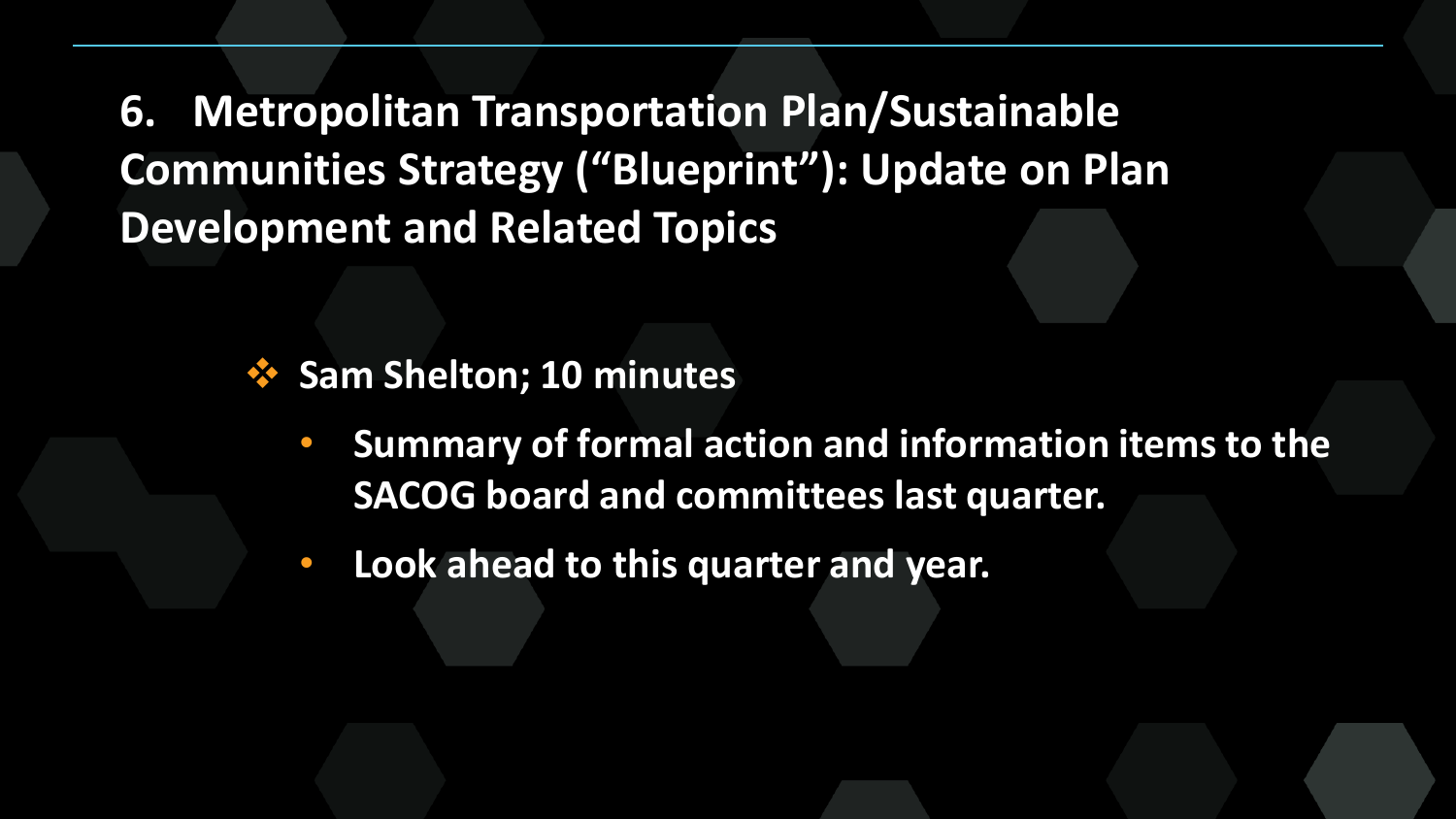## 6. Metropolitan Transportation Plan/Sustainable Communities Strategy (“Blueprint”): Update on Plan Development and Related Topics

- **Sam Shelton; 10 minutes**
  - **Summary of formal action and information items to the SACOG board and committees last quarter.**
  - **Look ahead to this quarter and year.**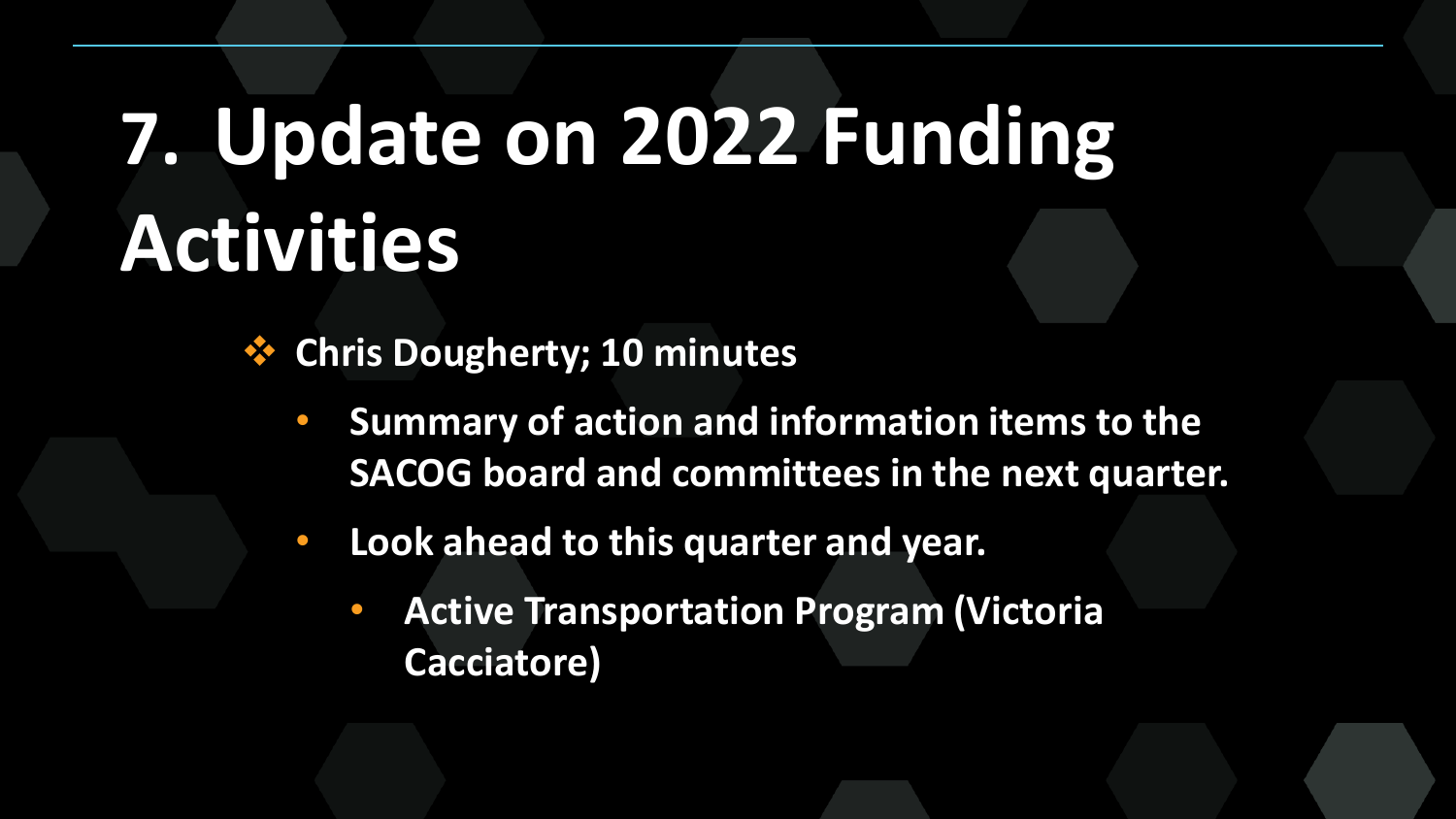# 7. Update on 2022 Funding Activities

- **Chris Dougherty; 10 minutes**
  - **Summary of action and information items to the SACOG board and committees in the next quarter.**
  - **Look ahead to this quarter and year.**
    - **Active Transportation Program (Victoria Cacciatore)**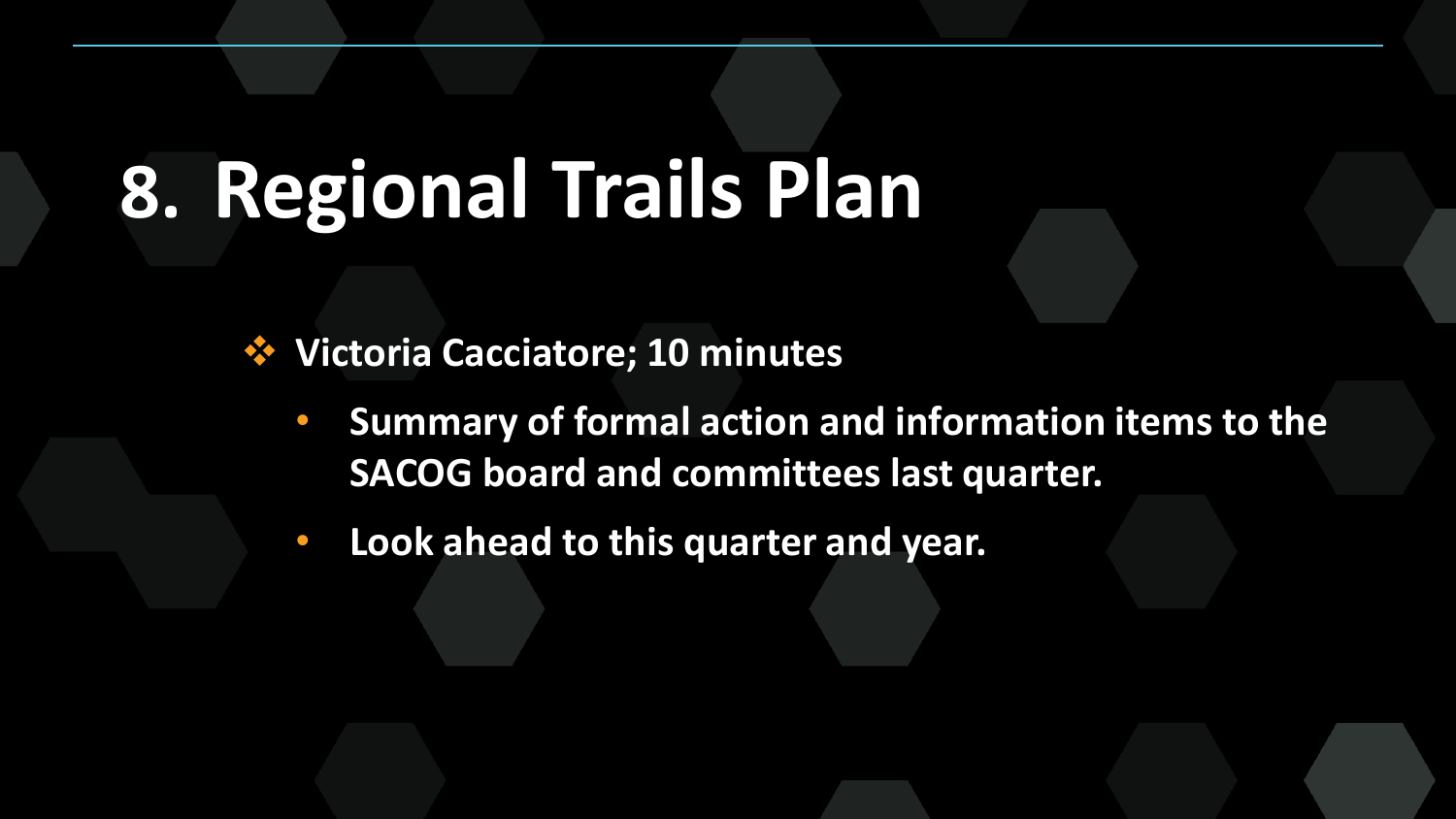# 8. Regional Trails Plan

- **Victoria Cacciatore; 10 minutes**
  - **Summary of formal action and information items to the SACOG board and committees last quarter.**
  - **Look ahead to this quarter and year.**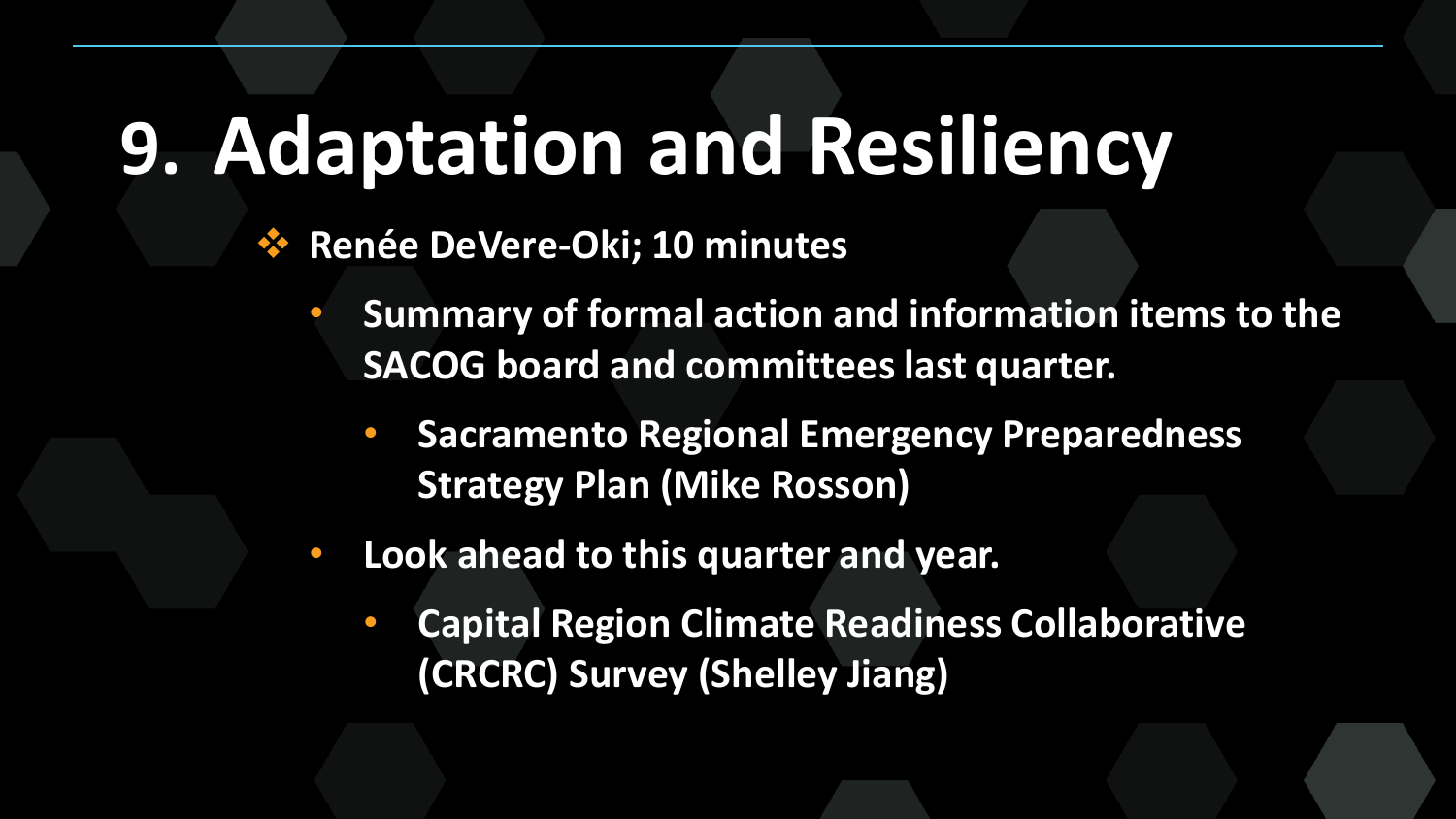# 9. Adaptation and Resiliency

- **Renée DeVere-Oki; 10 minutes**
  - **Summary of formal action and information items to the SACOG board and committees last quarter.**
    - **Sacramento Regional Emergency Preparedness Strategy Plan (Mike Rosson)**
  - **Look ahead to this quarter and year.**
    - **Capital Region Climate Readiness Collaborative (CRCRC) Survey (Shelley Jiang)**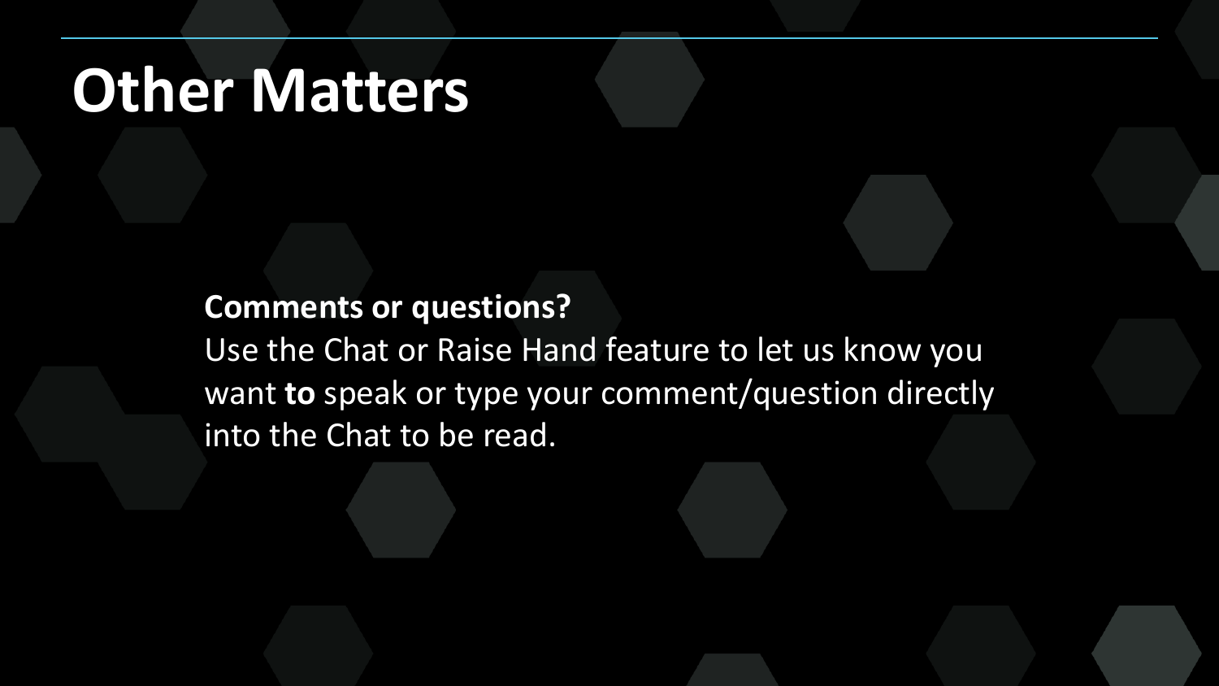# Other Matters

**Comments or questions?**
Use the Chat or Raise Hand feature to let us know you want **to** speak or type your comment/question directly into the Chat to be read.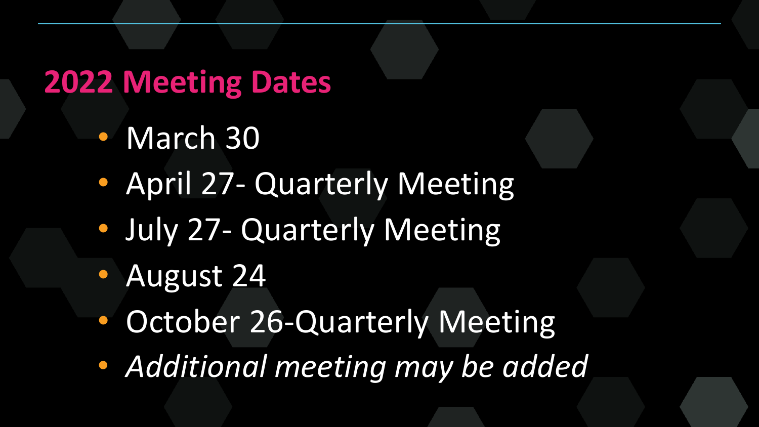## 2022 Meeting Dates

- March 30
- April 27- Quarterly Meeting
- July 27- Quarterly Meeting
- August 24
- October 26-Quarterly Meeting
- *Additional meeting may be added*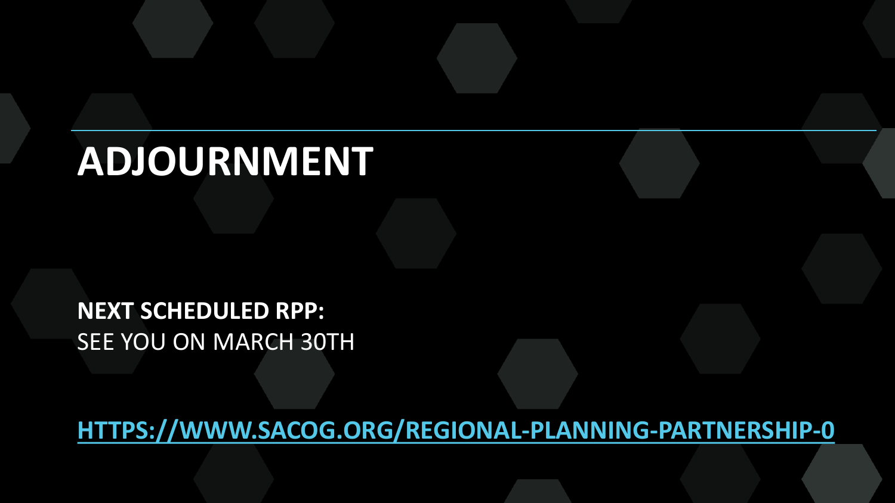# ADJOURNMENT

**NEXT SCHEDULED RPP:**
SEE YOU ON MARCH 30TH

**[HTTPS://WWW.SACOG.ORG/REGIONAL-PLANNING-PARTNERSHIP-0](HTTPS://WWW.SACOG.ORG/REGIONAL-PLANNING-PARTNERSHIP-0)**